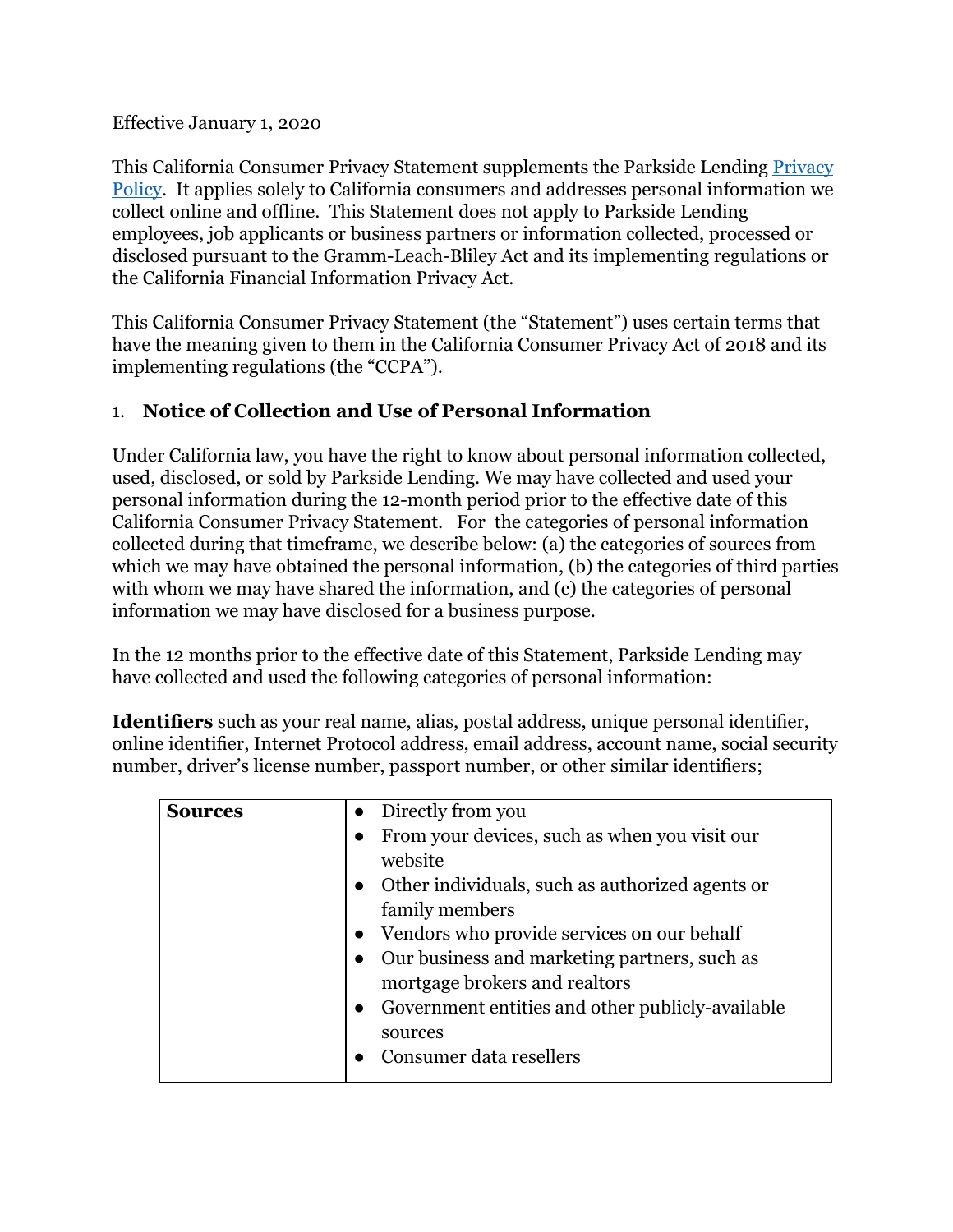Effective January 1, 2020

This California Consumer Privacy Statement supplements the Parkside Lending [Privacy Policy](). It applies solely to California consumers and addresses personal information we collect online and offline. This Statement does not apply to Parkside Lending employees, job applicants or business partners or information collected, processed or disclosed pursuant to the Gramm-Leach-Bliley Act and its implementing regulations or the California Financial Information Privacy Act.

This California Consumer Privacy Statement (the "Statement") uses certain terms that have the meaning given to them in the California Consumer Privacy Act of 2018 and its implementing regulations (the "CCPA").

## 1. Notice of Collection and Use of Personal Information

Under California law, you have the right to know about personal information collected, used, disclosed, or sold by Parkside Lending. We may have collected and used your personal information during the 12-month period prior to the effective date of this California Consumer Privacy Statement. For the categories of personal information collected during that timeframe, we describe below: (a) the categories of sources from which we may have obtained the personal information, (b) the categories of third parties with whom we may have shared the information, and (c) the categories of personal information we may have disclosed for a business purpose.

In the 12 months prior to the effective date of this Statement, Parkside Lending may have collected and used the following categories of personal information:

**Identifiers** such as your real name, alias, postal address, unique personal identifier, online identifier, Internet Protocol address, email address, account name, social security number, driver's license number, passport number, or other similar identifiers;

| **Sources** | |
|---|---|
| | • Directly from you<br>• From your devices, such as when you visit our website<br>• Other individuals, such as authorized agents or family members<br>• Vendors who provide services on our behalf<br>• Our business and marketing partners, such as mortgage brokers and realtors<br>• Government entities and other publicly-available sources<br>• Consumer data resellers |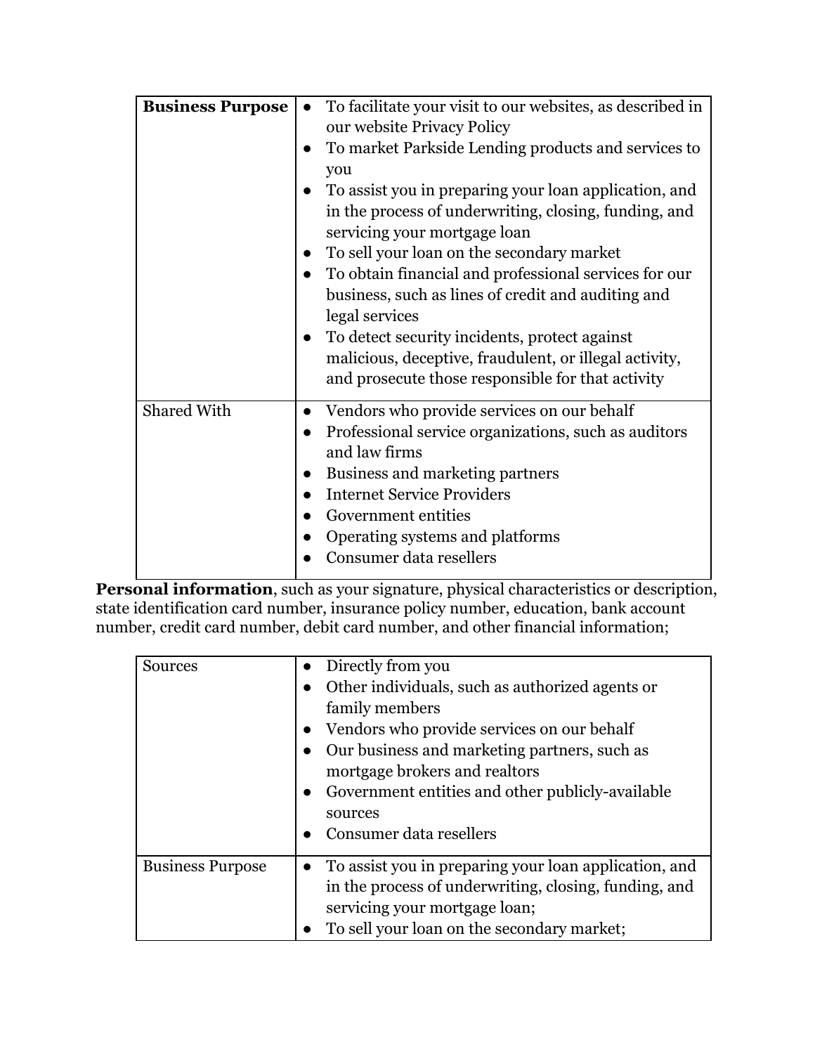| **Business Purpose** | <ul><li>To facilitate your visit to our websites, as described in our website Privacy Policy</li><li>To market Parkside Lending products and services to you</li><li>To assist you in preparing your loan application, and in the process of underwriting, closing, funding, and servicing your mortgage loan</li><li>To sell your loan on the secondary market</li><li>To obtain financial and professional services for our business, such as lines of credit and auditing and legal services</li><li>To detect security incidents, protect against malicious, deceptive, fraudulent, or illegal activity, and prosecute those responsible for that activity</li></ul> |
|---|---|
| Shared With | <ul><li>Vendors who provide services on our behalf</li><li>Professional service organizations, such as auditors and law firms</li><li>Business and marketing partners</li><li>Internet Service Providers</li><li>Government entities</li><li>Operating systems and platforms</li><li>Consumer data resellers</li></ul> |

**Personal information**, such as your signature, physical characteristics or description, state identification card number, insurance policy number, education, bank account number, credit card number, debit card number, and other financial information;

| Sources | <ul><li>Directly from you</li><li>Other individuals, such as authorized agents or family members</li><li>Vendors who provide services on our behalf</li><li>Our business and marketing partners, such as mortgage brokers and realtors</li><li>Government entities and other publicly-available sources</li><li>Consumer data resellers</li></ul> |
|---|---|
| Business Purpose | <ul><li>To assist you in preparing your loan application, and in the process of underwriting, closing, funding, and servicing your mortgage loan;</li><li>To sell your loan on the secondary market;</li></ul> |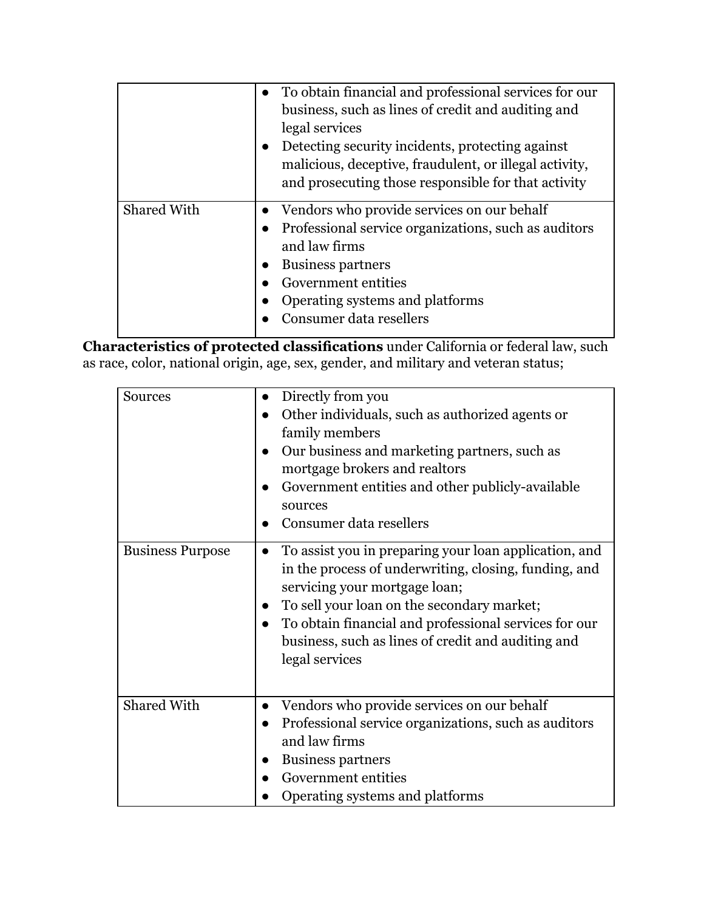| | |
|---|---|
| | • To obtain financial and professional services for our business, such as lines of credit and auditing and legal services<br>• Detecting security incidents, protecting against malicious, deceptive, fraudulent, or illegal activity, and prosecuting those responsible for that activity |
| Shared With | • Vendors who provide services on our behalf<br>• Professional service organizations, such as auditors and law firms<br>• Business partners<br>• Government entities<br>• Operating systems and platforms<br>• Consumer data resellers |

**Characteristics of protected classifications** under California or federal law, such as race, color, national origin, age, sex, gender, and military and veteran status;

| | |
|---|---|
| Sources | • Directly from you<br>• Other individuals, such as authorized agents or family members<br>• Our business and marketing partners, such as mortgage brokers and realtors<br>• Government entities and other publicly-available sources<br>• Consumer data resellers |
| Business Purpose | • To assist you in preparing your loan application, and in the process of underwriting, closing, funding, and servicing your mortgage loan;<br>• To sell your loan on the secondary market;<br>• To obtain financial and professional services for our business, such as lines of credit and auditing and legal services |
| Shared With | • Vendors who provide services on our behalf<br>• Professional service organizations, such as auditors and law firms<br>• Business partners<br>• Government entities<br>• Operating systems and platforms |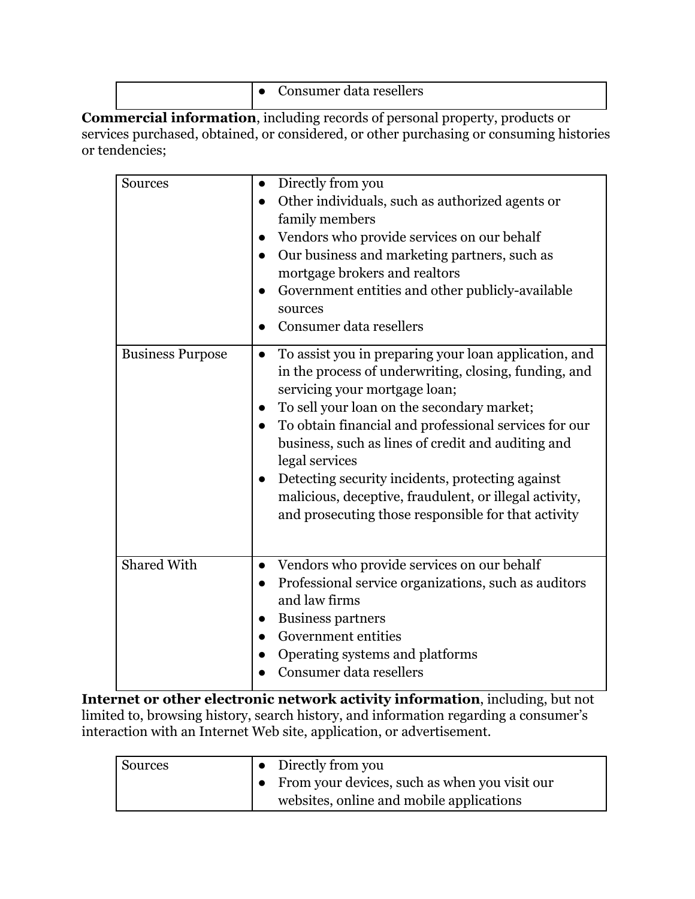| | • Consumer data resellers |
|---|---|

**Commercial information**, including records of personal property, products or services purchased, obtained, or considered, or other purchasing or consuming histories or tendencies;

| Sources | • Directly from you<br>• Other individuals, such as authorized agents or family members<br>• Vendors who provide services on our behalf<br>• Our business and marketing partners, such as mortgage brokers and realtors<br>• Government entities and other publicly-available sources<br>• Consumer data resellers |
|---|---|
| Business Purpose | • To assist you in preparing your loan application, and in the process of underwriting, closing, funding, and servicing your mortgage loan;<br>• To sell your loan on the secondary market;<br>• To obtain financial and professional services for our business, such as lines of credit and auditing and legal services<br>• Detecting security incidents, protecting against malicious, deceptive, fraudulent, or illegal activity, and prosecuting those responsible for that activity |
| Shared With | • Vendors who provide services on our behalf<br>• Professional service organizations, such as auditors and law firms<br>• Business partners<br>• Government entities<br>• Operating systems and platforms<br>• Consumer data resellers |

**Internet or other electronic network activity information**, including, but not limited to, browsing history, search history, and information regarding a consumer's interaction with an Internet Web site, application, or advertisement.

| Sources | • Directly from you<br>• From your devices, such as when you visit our websites, online and mobile applications |
|---|---|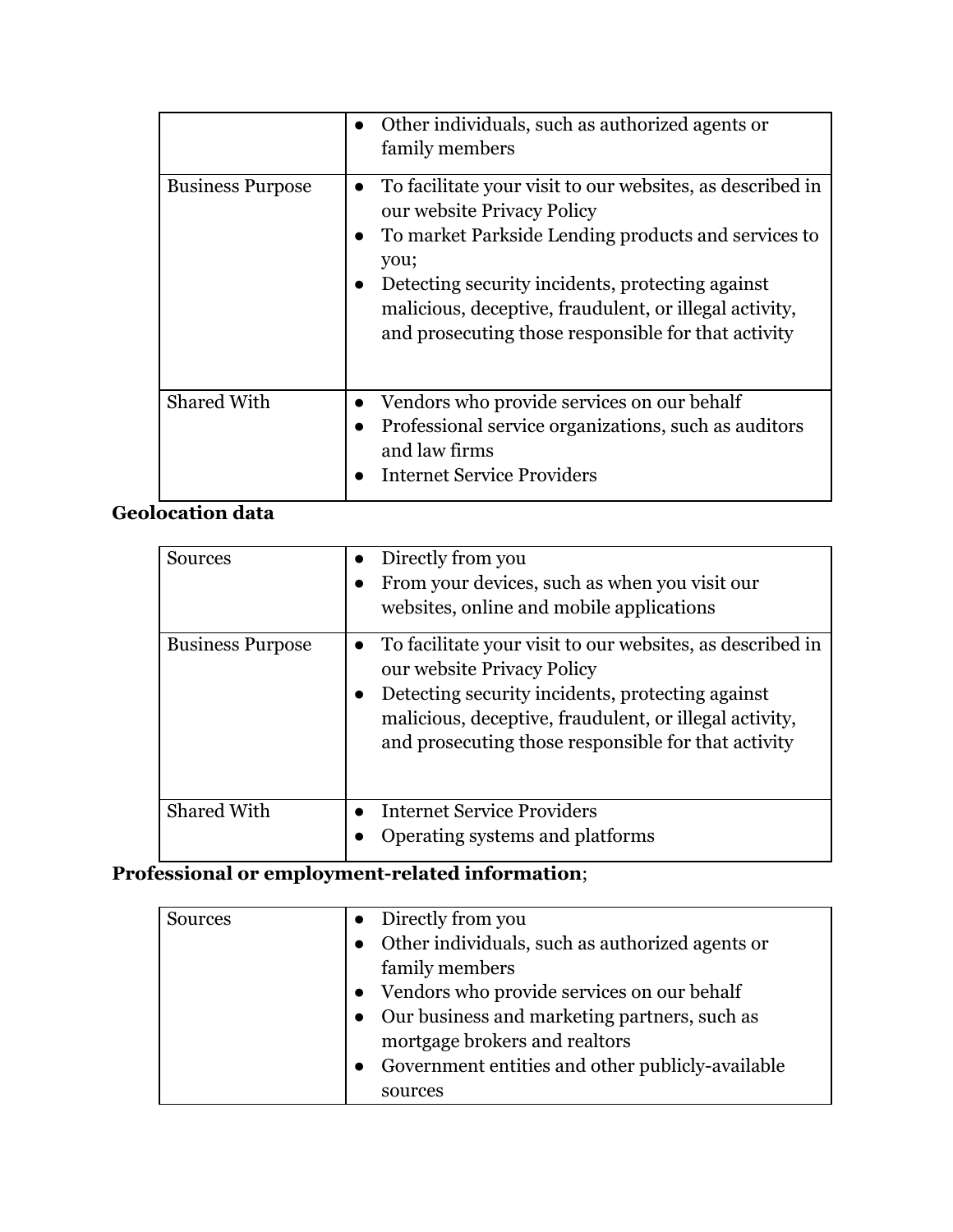| | |
|---|---|
| | • Other individuals, such as authorized agents or family members |
| Business Purpose | • To facilitate your visit to our websites, as described in our website Privacy Policy<br>• To market Parkside Lending products and services to you;<br>• Detecting security incidents, protecting against malicious, deceptive, fraudulent, or illegal activity, and prosecuting those responsible for that activity |
| Shared With | • Vendors who provide services on our behalf<br>• Professional service organizations, such as auditors and law firms<br>• Internet Service Providers |

**Geolocation data**

| | |
|---|---|
| Sources | • Directly from you<br>• From your devices, such as when you visit our websites, online and mobile applications |
| Business Purpose | • To facilitate your visit to our websites, as described in our website Privacy Policy<br>• Detecting security incidents, protecting against malicious, deceptive, fraudulent, or illegal activity, and prosecuting those responsible for that activity |
| Shared With | • Internet Service Providers<br>• Operating systems and platforms |

**Professional or employment-related information**;

| | |
|---|---|
| Sources | • Directly from you<br>• Other individuals, such as authorized agents or family members<br>• Vendors who provide services on our behalf<br>• Our business and marketing partners, such as mortgage brokers and realtors<br>• Government entities and other publicly-available sources |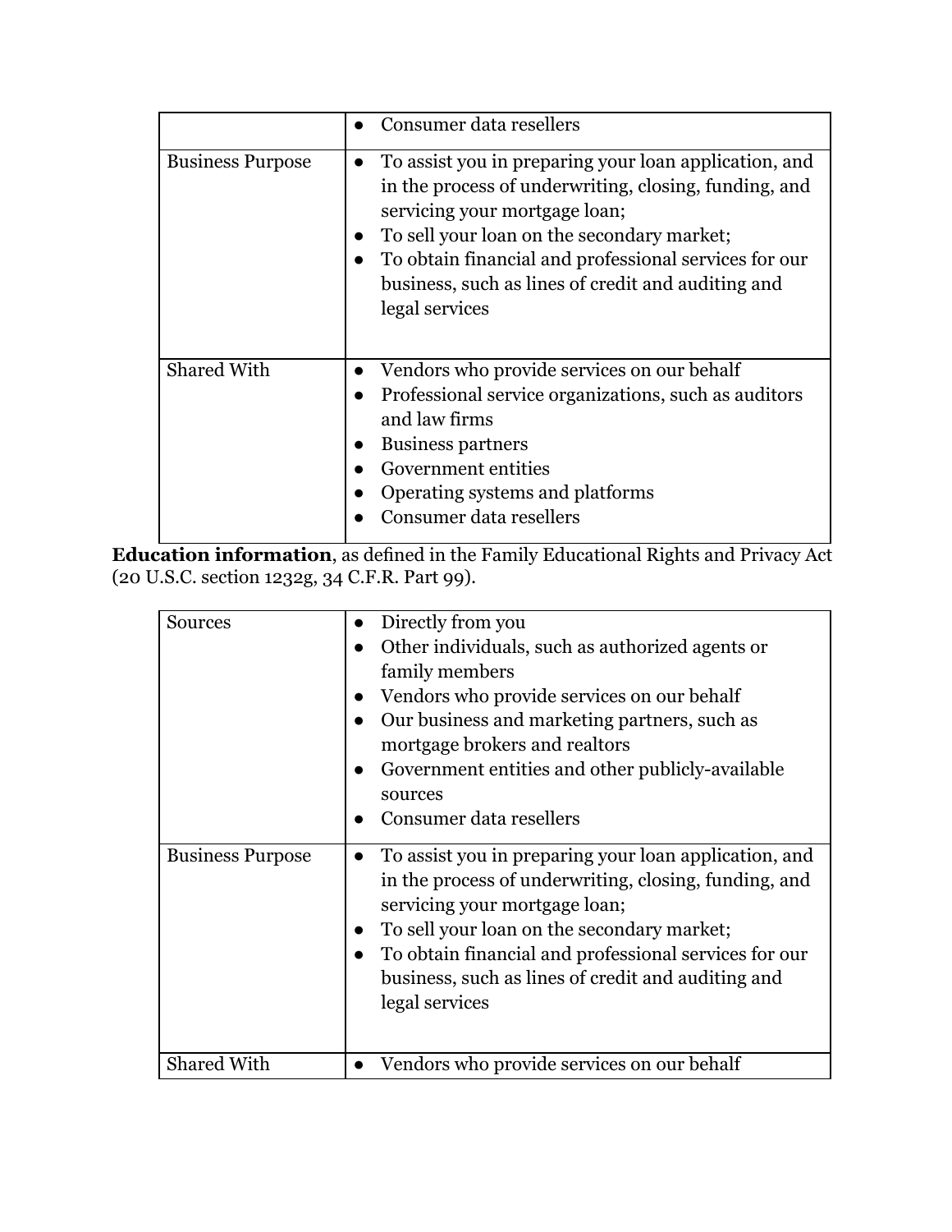|  |  |
|---|---|
|  | • Consumer data resellers |
| Business Purpose | • To assist you in preparing your loan application, and in the process of underwriting, closing, funding, and servicing your mortgage loan;<br>• To sell your loan on the secondary market;<br>• To obtain financial and professional services for our business, such as lines of credit and auditing and legal services |
| Shared With | • Vendors who provide services on our behalf<br>• Professional service organizations, such as auditors and law firms<br>• Business partners<br>• Government entities<br>• Operating systems and platforms<br>• Consumer data resellers |

**Education information**, as defined in the Family Educational Rights and Privacy Act (20 U.S.C. section 1232g, 34 C.F.R. Part 99).

|  |  |
|---|---|
| Sources | • Directly from you<br>• Other individuals, such as authorized agents or family members<br>• Vendors who provide services on our behalf<br>• Our business and marketing partners, such as mortgage brokers and realtors<br>• Government entities and other publicly-available sources<br>• Consumer data resellers |
| Business Purpose | • To assist you in preparing your loan application, and in the process of underwriting, closing, funding, and servicing your mortgage loan;<br>• To sell your loan on the secondary market;<br>• To obtain financial and professional services for our business, such as lines of credit and auditing and legal services |
| Shared With | • Vendors who provide services on our behalf |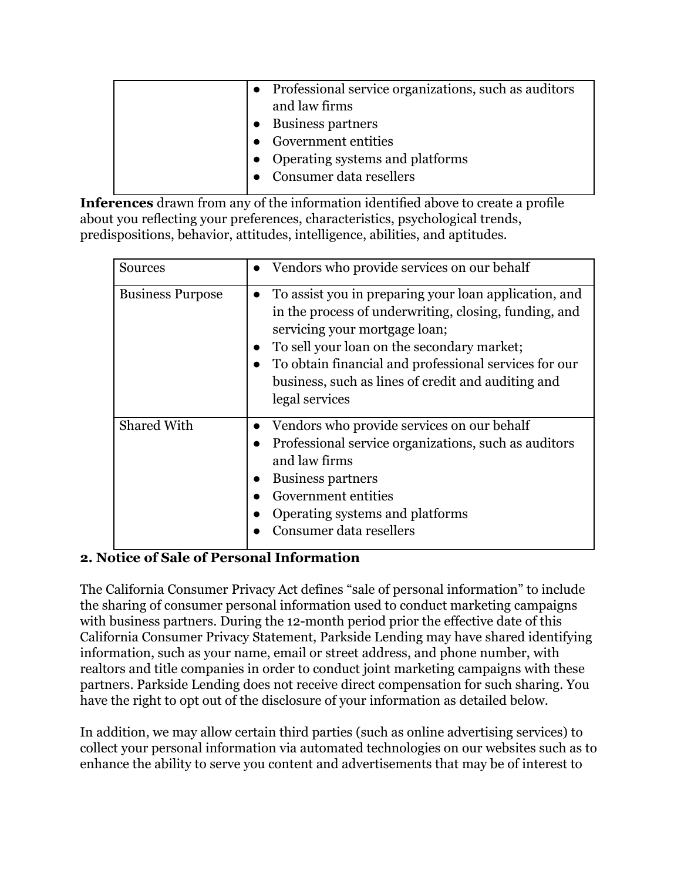| | |
|---|---|
| | • Professional service organizations, such as auditors and law firms<br>• Business partners<br>• Government entities<br>• Operating systems and platforms<br>• Consumer data resellers |

**Inferences** drawn from any of the information identified above to create a profile about you reflecting your preferences, characteristics, psychological trends, predispositions, behavior, attitudes, intelligence, abilities, and aptitudes.

| | |
|---|---|
| Sources | • Vendors who provide services on our behalf |
| Business Purpose | • To assist you in preparing your loan application, and in the process of underwriting, closing, funding, and servicing your mortgage loan;<br>• To sell your loan on the secondary market;<br>• To obtain financial and professional services for our business, such as lines of credit and auditing and legal services |
| Shared With | • Vendors who provide services on our behalf<br>• Professional service organizations, such as auditors and law firms<br>• Business partners<br>• Government entities<br>• Operating systems and platforms<br>• Consumer data resellers |

**2. Notice of Sale of Personal Information**

The California Consumer Privacy Act defines "sale of personal information" to include the sharing of consumer personal information used to conduct marketing campaigns with business partners. During the 12-month period prior the effective date of this California Consumer Privacy Statement, Parkside Lending may have shared identifying information, such as your name, email or street address, and phone number, with realtors and title companies in order to conduct joint marketing campaigns with these partners. Parkside Lending does not receive direct compensation for such sharing. You have the right to opt out of the disclosure of your information as detailed below.

In addition, we may allow certain third parties (such as online advertising services) to collect your personal information via automated technologies on our websites such as to enhance the ability to serve you content and advertisements that may be of interest to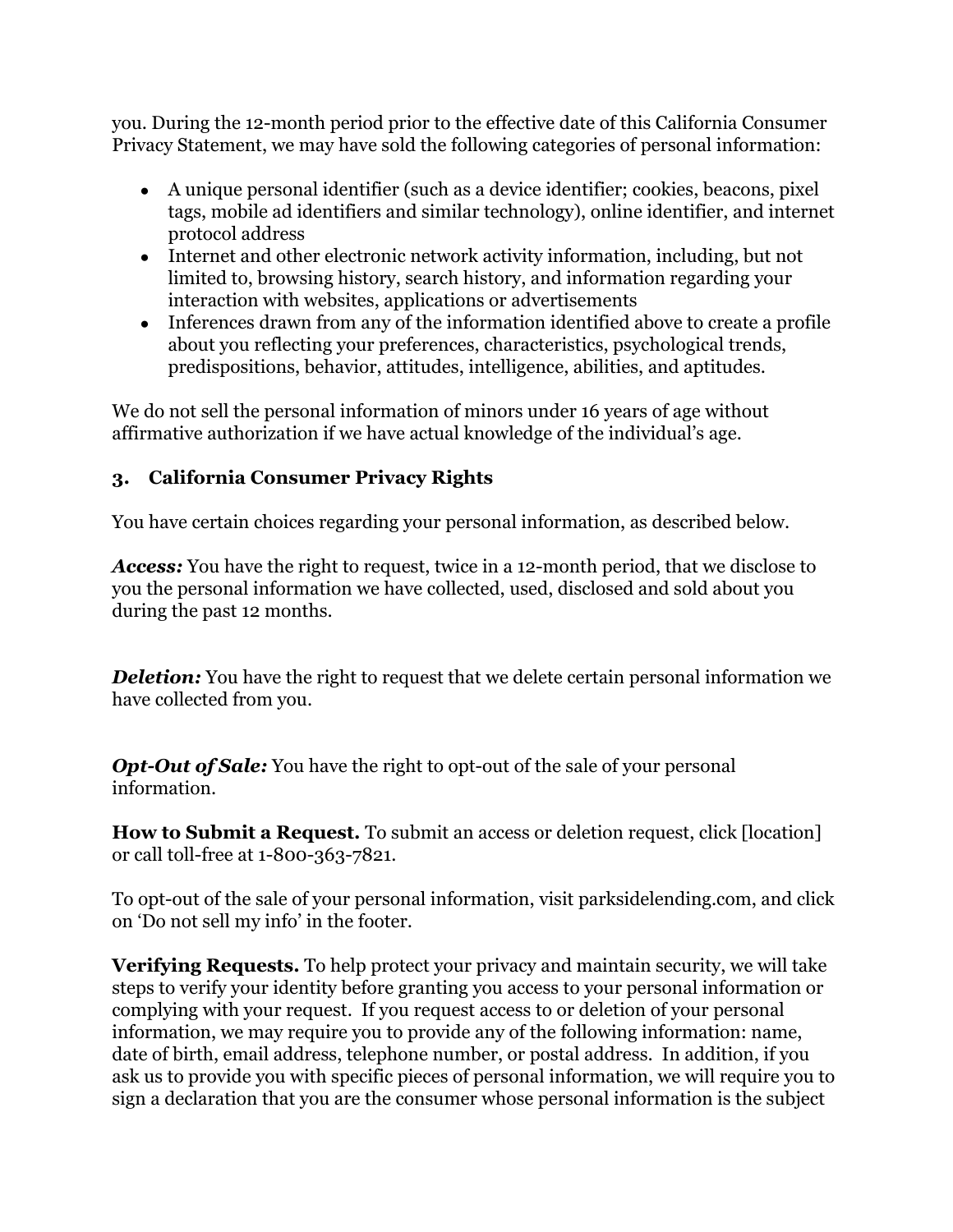you. During the 12-month period prior to the effective date of this California Consumer Privacy Statement, we may have sold the following categories of personal information:

- A unique personal identifier (such as a device identifier; cookies, beacons, pixel tags, mobile ad identifiers and similar technology), online identifier, and internet protocol address
- Internet and other electronic network activity information, including, but not limited to, browsing history, search history, and information regarding your interaction with websites, applications or advertisements
- Inferences drawn from any of the information identified above to create a profile about you reflecting your preferences, characteristics, psychological trends, predispositions, behavior, attitudes, intelligence, abilities, and aptitudes.

We do not sell the personal information of minors under 16 years of age without affirmative authorization if we have actual knowledge of the individual's age.

### 3. California Consumer Privacy Rights

You have certain choices regarding your personal information, as described below.

***Access:*** You have the right to request, twice in a 12-month period, that we disclose to you the personal information we have collected, used, disclosed and sold about you during the past 12 months.

***Deletion:*** You have the right to request that we delete certain personal information we have collected from you.

***Opt-Out of Sale:*** You have the right to opt-out of the sale of your personal information.

**How to Submit a Request.** To submit an access or deletion request, click [location] or call toll-free at 1-800-363-7821.

To opt-out of the sale of your personal information, visit parksidelending.com, and click on 'Do not sell my info' in the footer.

**Verifying Requests.** To help protect your privacy and maintain security, we will take steps to verify your identity before granting you access to your personal information or complying with your request. If you request access to or deletion of your personal information, we may require you to provide any of the following information: name, date of birth, email address, telephone number, or postal address. In addition, if you ask us to provide you with specific pieces of personal information, we will require you to sign a declaration that you are the consumer whose personal information is the subject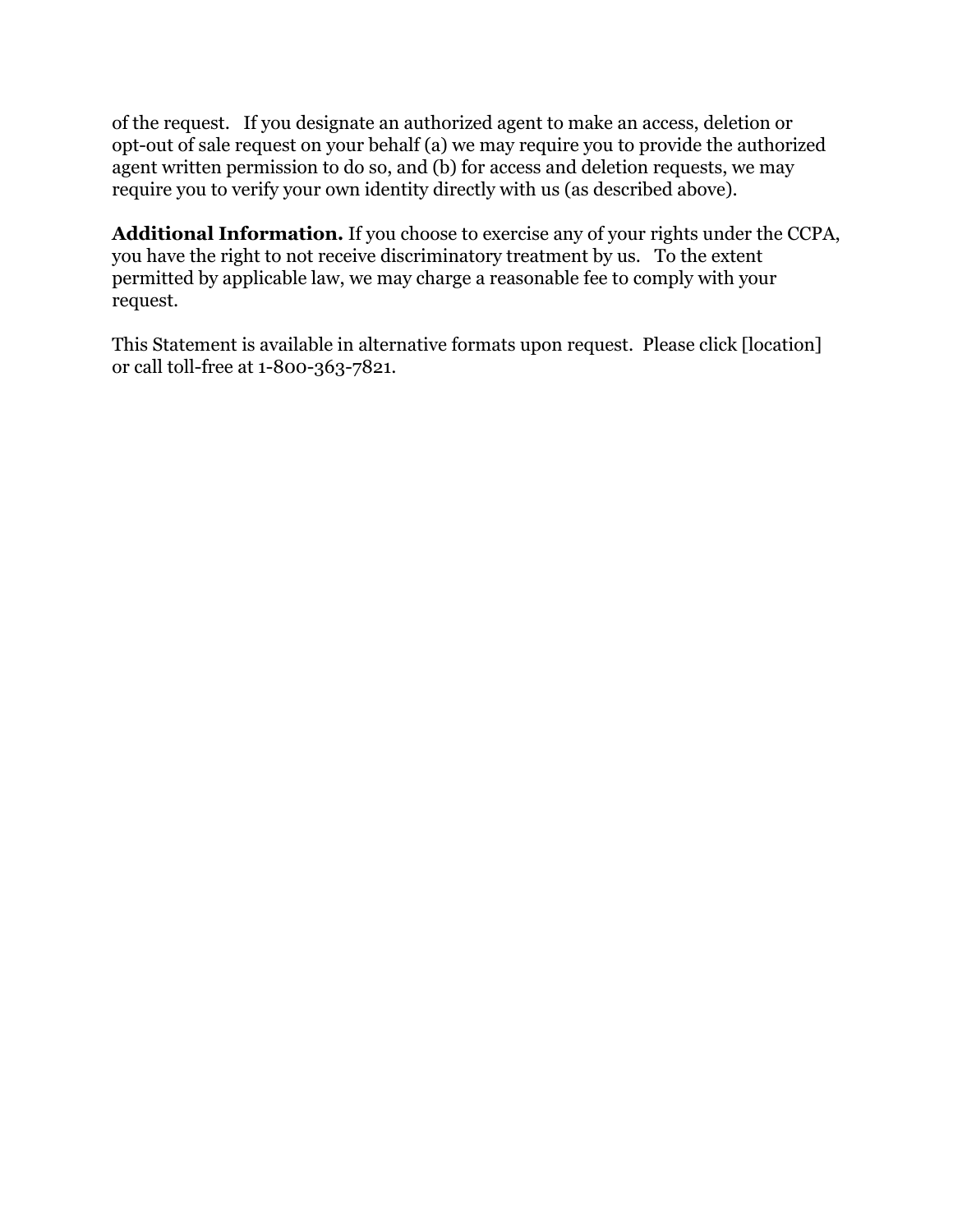of the request. If you designate an authorized agent to make an access, deletion or opt-out of sale request on your behalf (a) we may require you to provide the authorized agent written permission to do so, and (b) for access and deletion requests, we may require you to verify your own identity directly with us (as described above).

**Additional Information.** If you choose to exercise any of your rights under the CCPA, you have the right to not receive discriminatory treatment by us. To the extent permitted by applicable law, we may charge a reasonable fee to comply with your request.

This Statement is available in alternative formats upon request. Please click [location] or call toll-free at 1-800-363-7821.